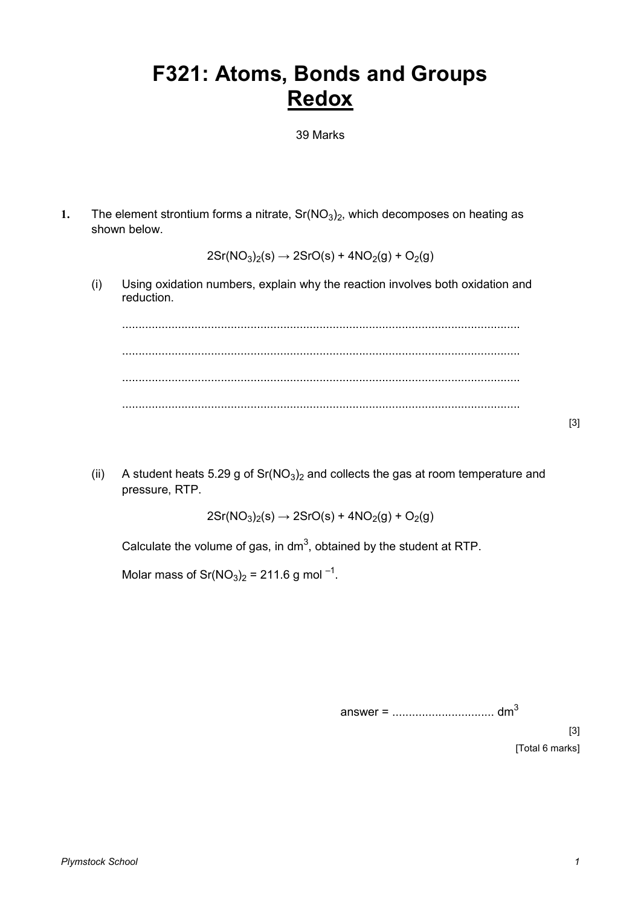# F321: Atoms, Bonds and Groups
## <u>Redox</u>

39 Marks

**1.** The element strontium forms a nitrate, $Sr(NO_3)_2$, which decomposes on heating as shown below.

$$2Sr(NO_3)_2(s) \rightarrow 2SrO(s) + 4NO_2(g) + O_2(g)$$

(i) Using oxidation numbers, explain why the reaction involves both oxidation and reduction.

.........................................................................................................................

.........................................................................................................................

.........................................................................................................................

.........................................................................................................................

[3]

(ii) A student heats 5.29 g of $Sr(NO_3)_2$ and collects the gas at room temperature and pressure, RTP.

$$2Sr(NO_3)_2(s) \rightarrow 2SrO(s) + 4NO_2(g) + O_2(g)$$

Calculate the volume of gas, in $dm^3$, obtained by the student at RTP.

Molar mass of $Sr(NO_3)_2$ = 211.6 g $mol^{-1}$.

answer = ............................... $dm^3$

[3]

[Total 6 marks]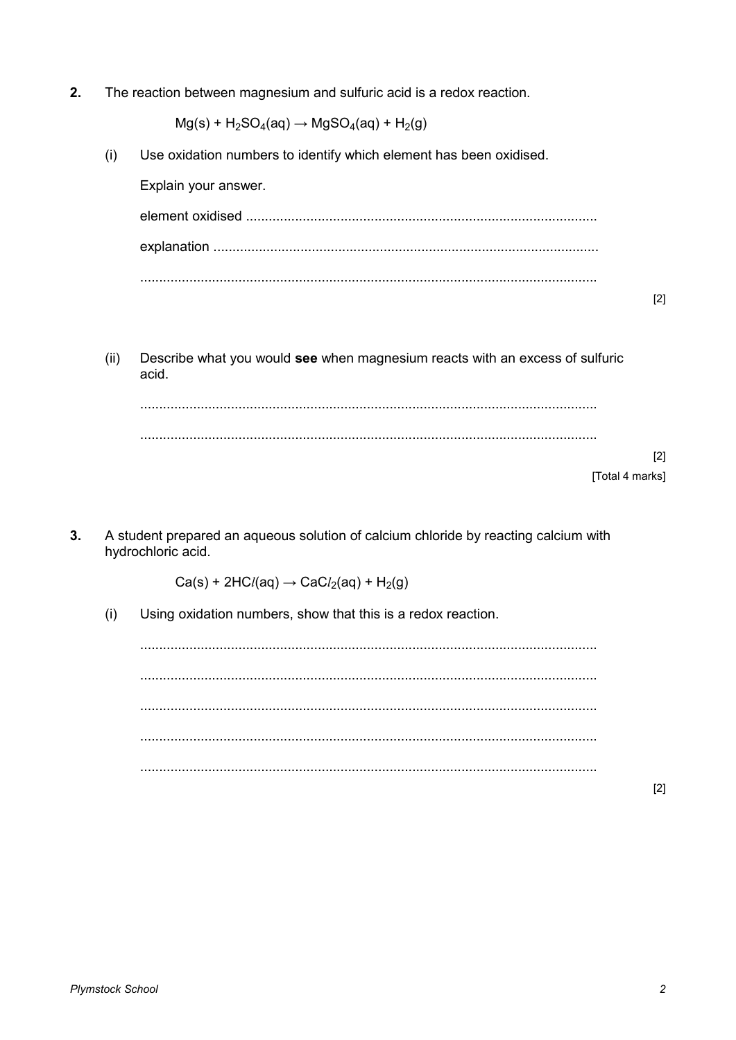**2.** The reaction between magnesium and sulfuric acid is a redox reaction.

$$Mg(s) + H_2SO_4(aq) \rightarrow MgSO_4(aq) + H_2(g)$$

(i) Use oxidation numbers to identify which element has been oxidised.

Explain your answer.

element oxidised ............................................................................................

explanation ....................................................................................................

.......................................................................................................................

[2]

(ii) Describe what you would **see** when magnesium reacts with an excess of sulfuric acid.

.......................................................................................................................

.......................................................................................................................

[2]

[Total 4 marks]

**3.** A student prepared an aqueous solution of calcium chloride by reacting calcium with hydrochloric acid.

$$Ca(s) + 2HCl(aq) \rightarrow CaCl_2(aq) + H_2(g)$$

(i) Using oxidation numbers, show that this is a redox reaction.

.......................................................................................................................

.......................................................................................................................

.......................................................................................................................

.......................................................................................................................

.......................................................................................................................

[2]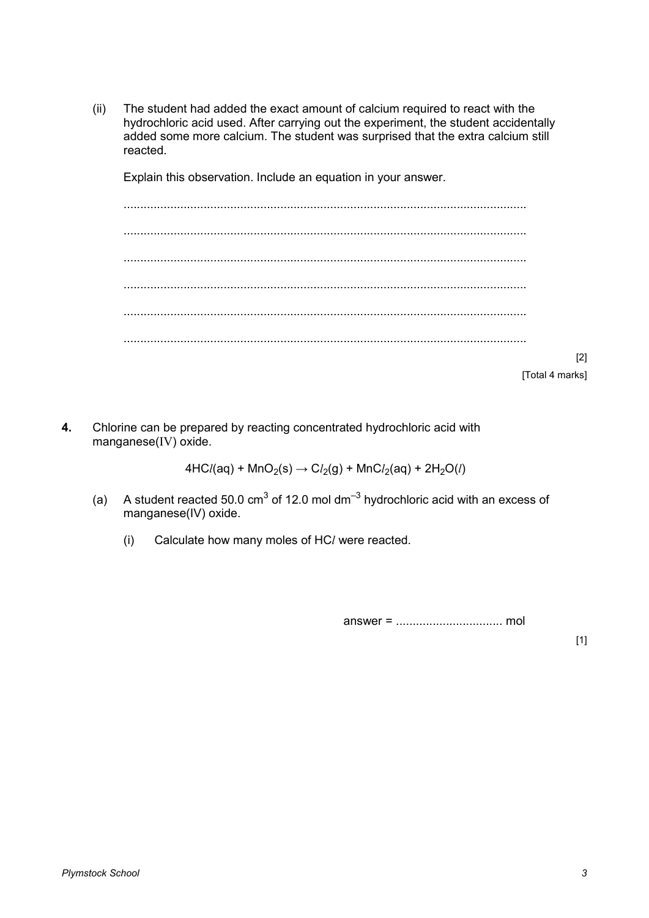(ii) The student had added the exact amount of calcium required to react with the hydrochloric acid used. After carrying out the experiment, the student accidentally added some more calcium. The student was surprised that the extra calcium still reacted.

Explain this observation. Include an equation in your answer.

........................................................................................................................

........................................................................................................................

........................................................................................................................

........................................................................................................................

........................................................................................................................

........................................................................................................................

[2]

[Total 4 marks]

**4.** Chlorine can be prepared by reacting concentrated hydrochloric acid with manganese(IV) oxide.

$$4HCl(aq) + MnO_2(s) \rightarrow Cl_2(g) + MnCl_2(aq) + 2H_2O(l)$$

(a) A student reacted 50.0 $cm^3$ of 12.0 mol $dm^{-3}$ hydrochloric acid with an excess of manganese(IV) oxide.

(i) Calculate how many moles of HCl were reacted.

answer = ................................ mol

[1]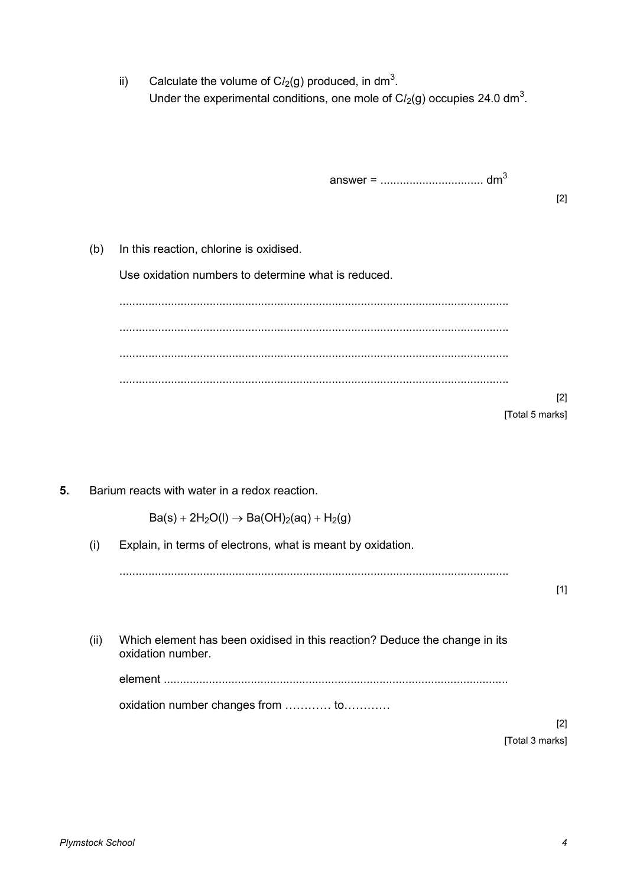ii) Calculate the volume of $Cl_2(g)$ produced, in $dm^3$.
Under the experimental conditions, one mole of $Cl_2(g)$ occupies 24.0 $dm^3$.

answer = ................................ $dm^3$

[2]

(b) In this reaction, chlorine is oxidised.

Use oxidation numbers to determine what is reduced.

........................................................................................................................

........................................................................................................................

........................................................................................................................

........................................................................................................................

[2]

[Total 5 marks]

**5.** Barium reacts with water in a redox reaction.

$$Ba(s) + 2H_2O(l) \rightarrow Ba(OH)_2(aq) + H_2(g)$$

(i) Explain, in terms of electrons, what is meant by oxidation.

........................................................................................................................

[1]

(ii) Which element has been oxidised in this reaction? Deduce the change in its oxidation number.

element ..........................................................................................................

oxidation number changes from ………… to…………

[2]

[Total 3 marks]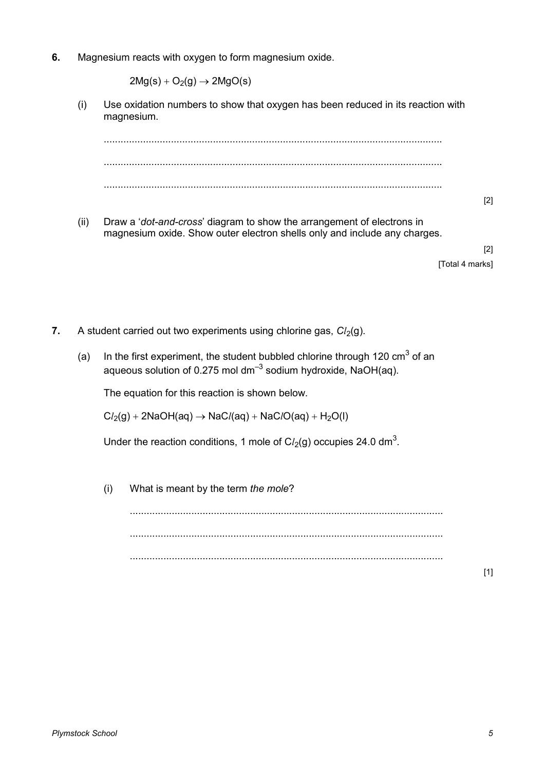**6.** Magnesium reacts with oxygen to form magnesium oxide.

$$2Mg(s) + O_2(g) \rightarrow 2MgO(s)$$

(i) Use oxidation numbers to show that oxygen has been reduced in its reaction with magnesium.

.........................................................................................................................

.........................................................................................................................

.........................................................................................................................

[2]

(ii) Draw a '*dot-and-cross*' diagram to show the arrangement of electrons in magnesium oxide. Show outer electron shells only and include any charges.

[2]

[Total 4 marks]

**7.** A student carried out two experiments using chlorine gas, $Cl_2(g)$.

(a) In the first experiment, the student bubbled chlorine through 120 $cm^3$ of an aqueous solution of 0.275 mol $dm^{-3}$ sodium hydroxide, NaOH(aq).

The equation for this reaction is shown below.

$$Cl_2(g) + 2NaOH(aq) \rightarrow NaCl(aq) + NaClO(aq) + H_2O(l)$$

Under the reaction conditions, 1 mole of $Cl_2(g)$ occupies 24.0 $dm^3$.

(i) What is meant by the term *the mole*?

.........................................................................................................................

.........................................................................................................................

.........................................................................................................................

[1]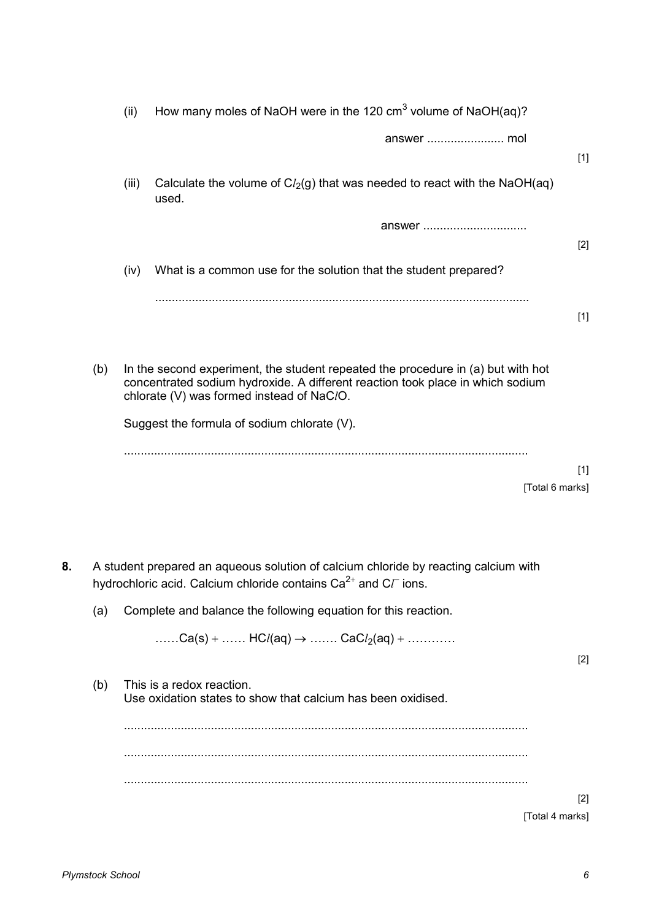(ii) How many moles of NaOH were in the 120 $cm^3$ volume of NaOH(aq)?

answer ....................... mol

[1]

(iii) Calculate the volume of $Cl_2(g)$ that was needed to react with the NaOH(aq) used.

answer ...............................

[2]

(iv) What is a common use for the solution that the student prepared?

................................................................................................................

[1]

(b) In the second experiment, the student repeated the procedure in (a) but with hot concentrated sodium hydroxide. A different reaction took place in which sodium chlorate (V) was formed instead of NaClO.

Suggest the formula of sodium chlorate (V).

........................................................................................................................

[1]

[Total 6 marks]

**8.** A student prepared an aqueous solution of calcium chloride by reacting calcium with hydrochloric acid. Calcium chloride contains $Ca^{2+}$ and $Cl^{-}$ ions.

(a) Complete and balance the following equation for this reaction.

$$\ldots\ldots Ca(s) + \ldots\ldots HCl(aq) \rightarrow \ldots\ldots CaCl_2(aq) + \ldots\ldots\ldots\ldots$$

[2]

(b) This is a redox reaction.
Use oxidation states to show that calcium has been oxidised.

........................................................................................................................

........................................................................................................................

........................................................................................................................

[2]

[Total 4 marks]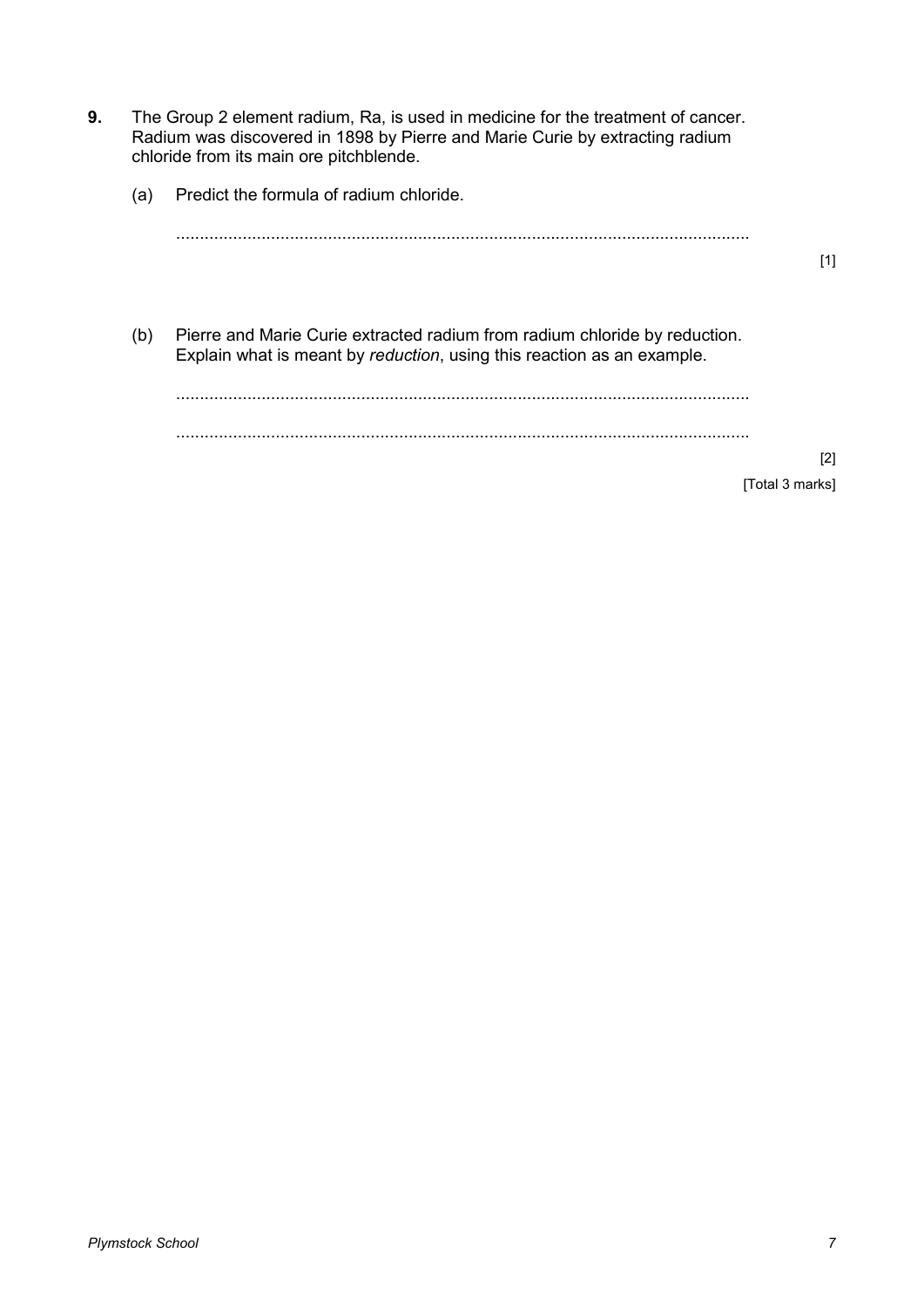**9.** The Group 2 element radium, Ra, is used in medicine for the treatment of cancer. Radium was discovered in 1898 by Pierre and Marie Curie by extracting radium chloride from its main ore pitchblende.

(a) Predict the formula of radium chloride.

...........................................................................................................................

[1]

(b) Pierre and Marie Curie extracted radium from radium chloride by reduction. Explain what is meant by *reduction*, using this reaction as an example.

...........................................................................................................................

...........................................................................................................................

[2]

[Total 3 marks]